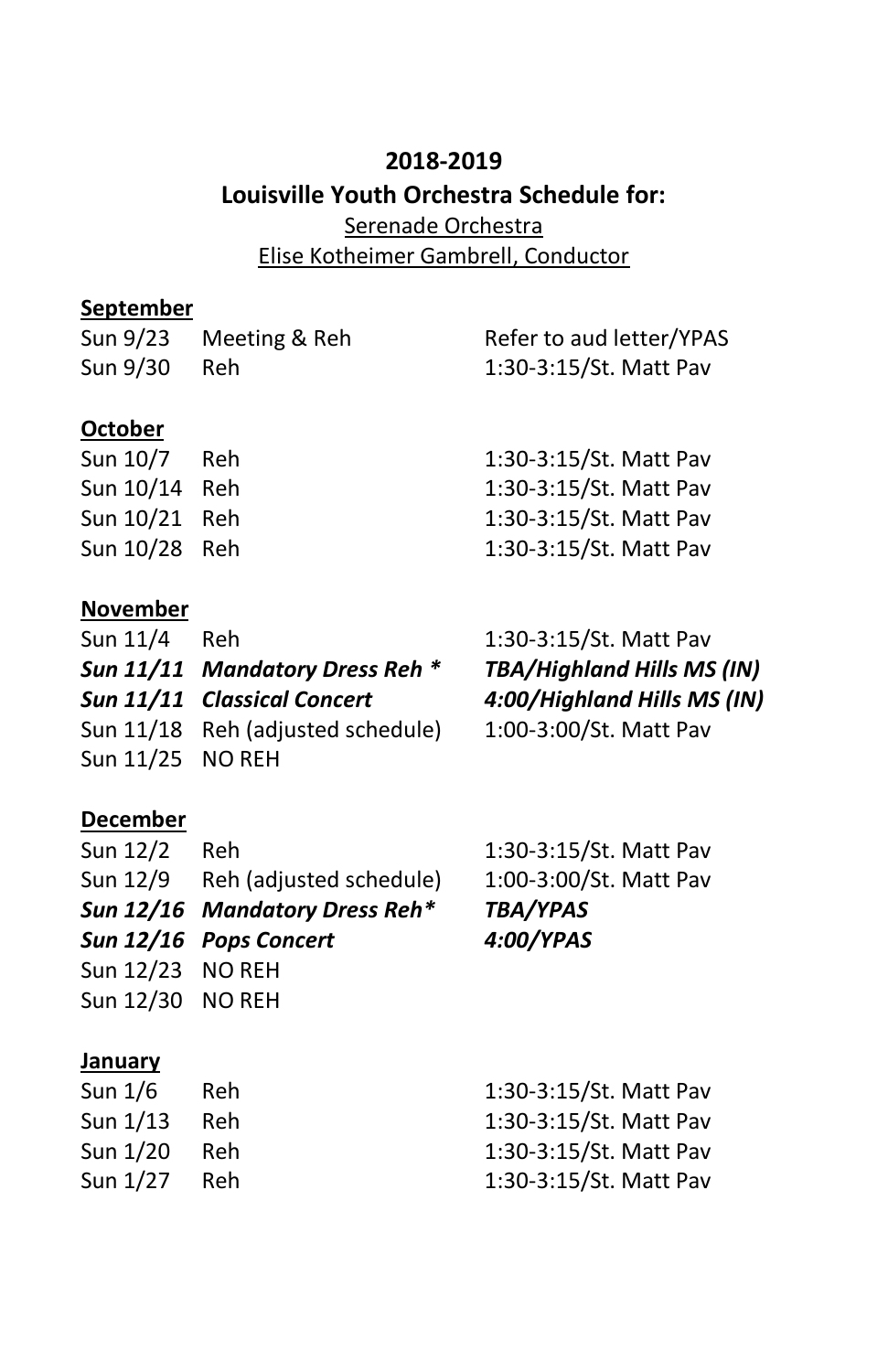**2018-2019**

**Louisville Youth Orchestra Schedule for:**

Serenade Orchestra

Elise Kotheimer Gambrell, Conductor

**September**

| | | |
|---|---|---|
| Sun 9/23 | Meeting & Reh | Refer to aud letter/YPAS |
| Sun 9/30 | Reh | 1:30-3:15/St. Matt Pav |

**October**

| | | |
|---|---|---|
| Sun 10/7 | Reh | 1:30-3:15/St. Matt Pav |
| Sun 10/14 | Reh | 1:30-3:15/St. Matt Pav |
| Sun 10/21 | Reh | 1:30-3:15/St. Matt Pav |
| Sun 10/28 | Reh | 1:30-3:15/St. Matt Pav |

**November**

| | | |
|---|---|---|
| Sun 11/4 | Reh | 1:30-3:15/St. Matt Pav |
| ***Sun 11/11*** | ***Mandatory Dress Reh **** | ***TBA/Highland Hills MS (IN)*** |
| ***Sun 11/11*** | ***Classical Concert*** | ***4:00/Highland Hills MS (IN)*** |
| Sun 11/18 | Reh (adjusted schedule) | 1:00-3:00/St. Matt Pav |
| Sun 11/25 | NO REH | |

**December**

| | | |
|---|---|---|
| Sun 12/2 | Reh | 1:30-3:15/St. Matt Pav |
| Sun 12/9 | Reh (adjusted schedule) | 1:00-3:00/St. Matt Pav |
| ***Sun 12/16*** | ***Mandatory Dress Reh**** | ***TBA/YPAS*** |
| ***Sun 12/16*** | ***Pops Concert*** | ***4:00/YPAS*** |
| Sun 12/23 | NO REH | |
| Sun 12/30 | NO REH | |

**January**

| | | |
|---|---|---|
| Sun 1/6 | Reh | 1:30-3:15/St. Matt Pav |
| Sun 1/13 | Reh | 1:30-3:15/St. Matt Pav |
| Sun 1/20 | Reh | 1:30-3:15/St. Matt Pav |
| Sun 1/27 | Reh | 1:30-3:15/St. Matt Pav |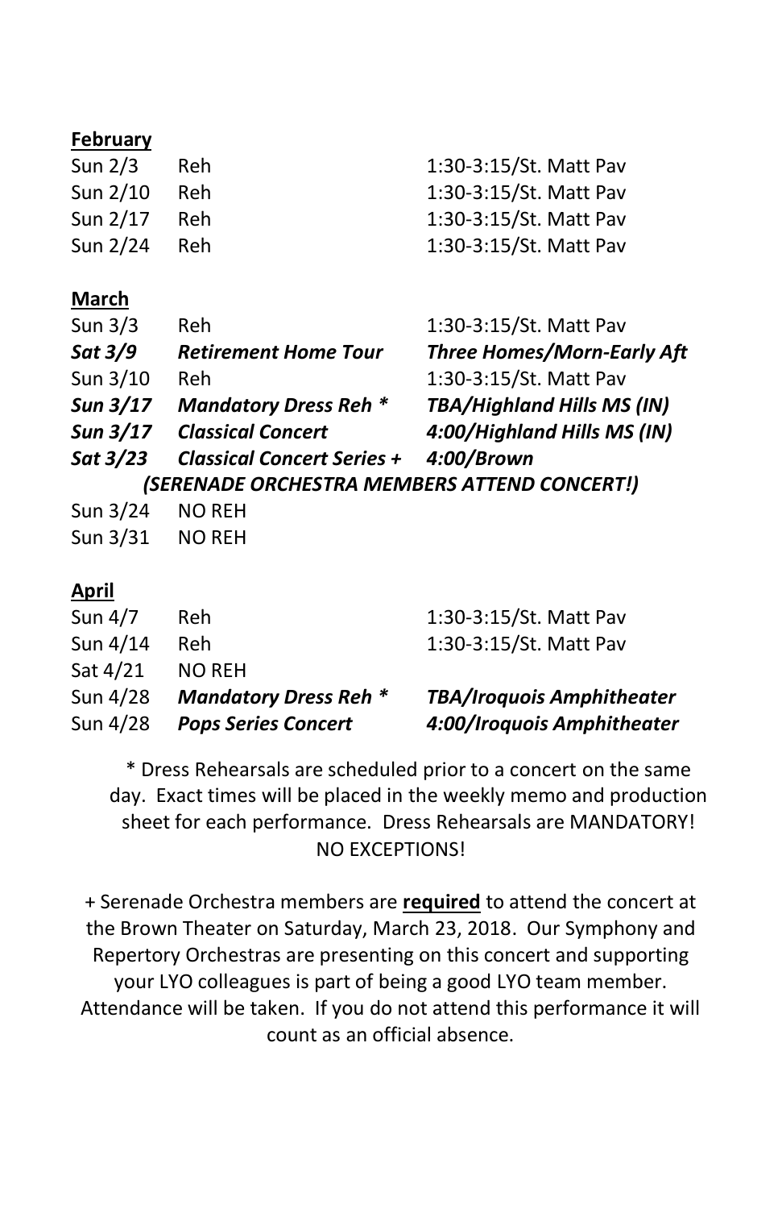**February**

| | | |
|---|---|---|
| Sun 2/3 | Reh | 1:30-3:15/St. Matt Pav |
| Sun 2/10 | Reh | 1:30-3:15/St. Matt Pav |
| Sun 2/17 | Reh | 1:30-3:15/St. Matt Pav |
| Sun 2/24 | Reh | 1:30-3:15/St. Matt Pav |

**March**

| | | |
|---|---|---|
| Sun 3/3 | Reh | 1:30-3:15/St. Matt Pav |
| ***Sat 3/9*** | ***Retirement Home Tour*** | ***Three Homes/Morn-Early Aft*** |
| Sun 3/10 | Reh | 1:30-3:15/St. Matt Pav |
| ***Sun 3/17*** | ***Mandatory Dress Reh **** | ***TBA/Highland Hills MS (IN)*** |
| ***Sun 3/17*** | ***Classical Concert*** | ***4:00/Highland Hills MS (IN)*** |
| ***Sat 3/23*** | ***Classical Concert Series +*** | ***4:00/Brown*** |
| | ***(SERENADE ORCHESTRA MEMBERS ATTEND CONCERT!)*** | |
| Sun 3/24 | NO REH | |
| Sun 3/31 | NO REH | |

**April**

| | | |
|---|---|---|
| Sun 4/7 | Reh | 1:30-3:15/St. Matt Pav |
| Sun 4/14 | Reh | 1:30-3:15/St. Matt Pav |
| Sat 4/21 | NO REH | |
| Sun 4/28 | ***Mandatory Dress Reh **** | ***TBA/Iroquois Amphitheater*** |
| Sun 4/28 | ***Pops Series Concert*** | ***4:00/Iroquois Amphitheater*** |

* Dress Rehearsals are scheduled prior to a concert on the same day. Exact times will be placed in the weekly memo and production sheet for each performance. Dress Rehearsals are MANDATORY! NO EXCEPTIONS!

+ Serenade Orchestra members are **required** to attend the concert at the Brown Theater on Saturday, March 23, 2018. Our Symphony and Repertory Orchestras are presenting on this concert and supporting your LYO colleagues is part of being a good LYO team member. Attendance will be taken. If you do not attend this performance it will count as an official absence.